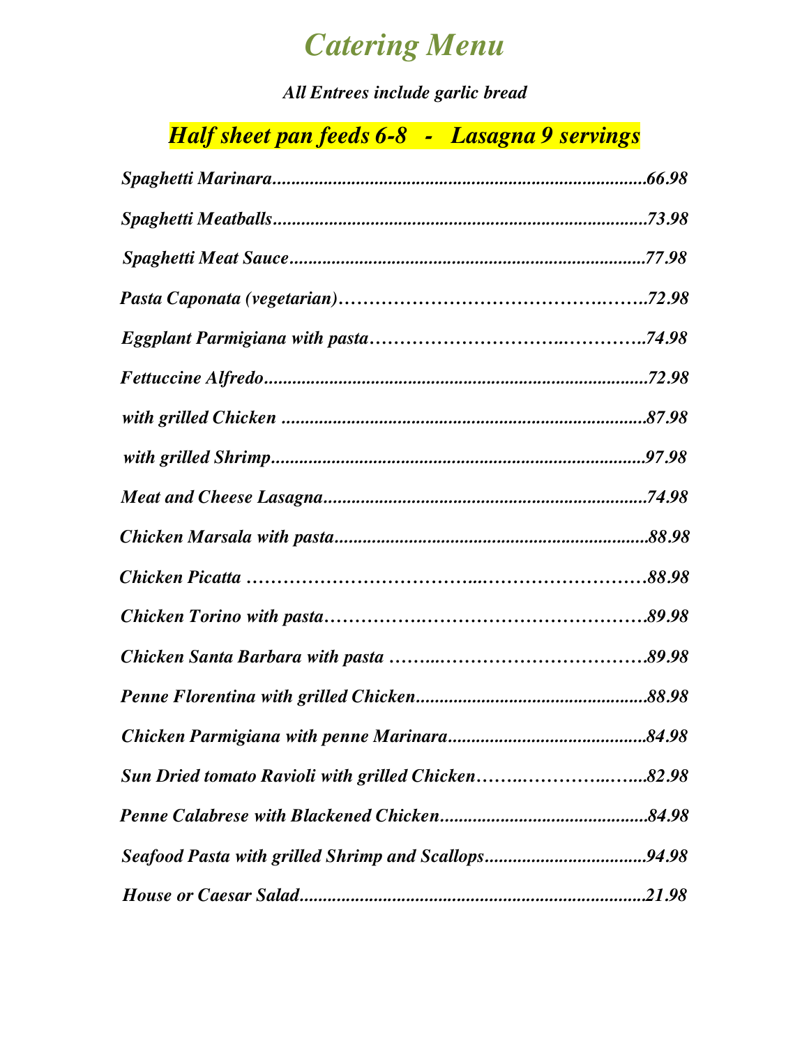# *Catering Menu*

***All Entrees include garlic bread***

## *Half sheet pan feeds 6-8 - Lasagna 9 servings*

***Spaghetti Marinara.......................................................................66.98***

***Spaghetti Meatballs......................................................................73.98***

***Spaghetti Meat Sauce...................................................................77.98***

***Pasta Caponata (vegetarian)……………………………………….…….72.98***

***Eggplant Parmigiana with pasta……………………….…………..74.98***

***Fettuccine Alfredo........................................................................72.98***

***with grilled Chicken ....................................................................87.98***

***with grilled Shrimp.......................................................................97.98***

***Meat and Cheese Lasagna............................................................74.98***

***Chicken Marsala with pasta..........................................................88.98***

***Chicken Picatta ……………………………..………………………88.98***

***Chicken Torino with pasta……………….……………………………89.98***

***Chicken Santa Barbara with pasta ……..……………………………89.98***

***Penne Florentina with grilled Chicken.........................................88.98***

***Chicken Parmigiana with penne Marinara...................................84.98***

***Sun Dried tomato Ravioli with grilled Chicken…….…………..…...82.98***

***Penne Calabrese with Blackened Chicken.....................................84.98***

***Seafood Pasta with grilled Shrimp and Scallops............................94.98***

***House or Caesar Salad..................................................................21.98***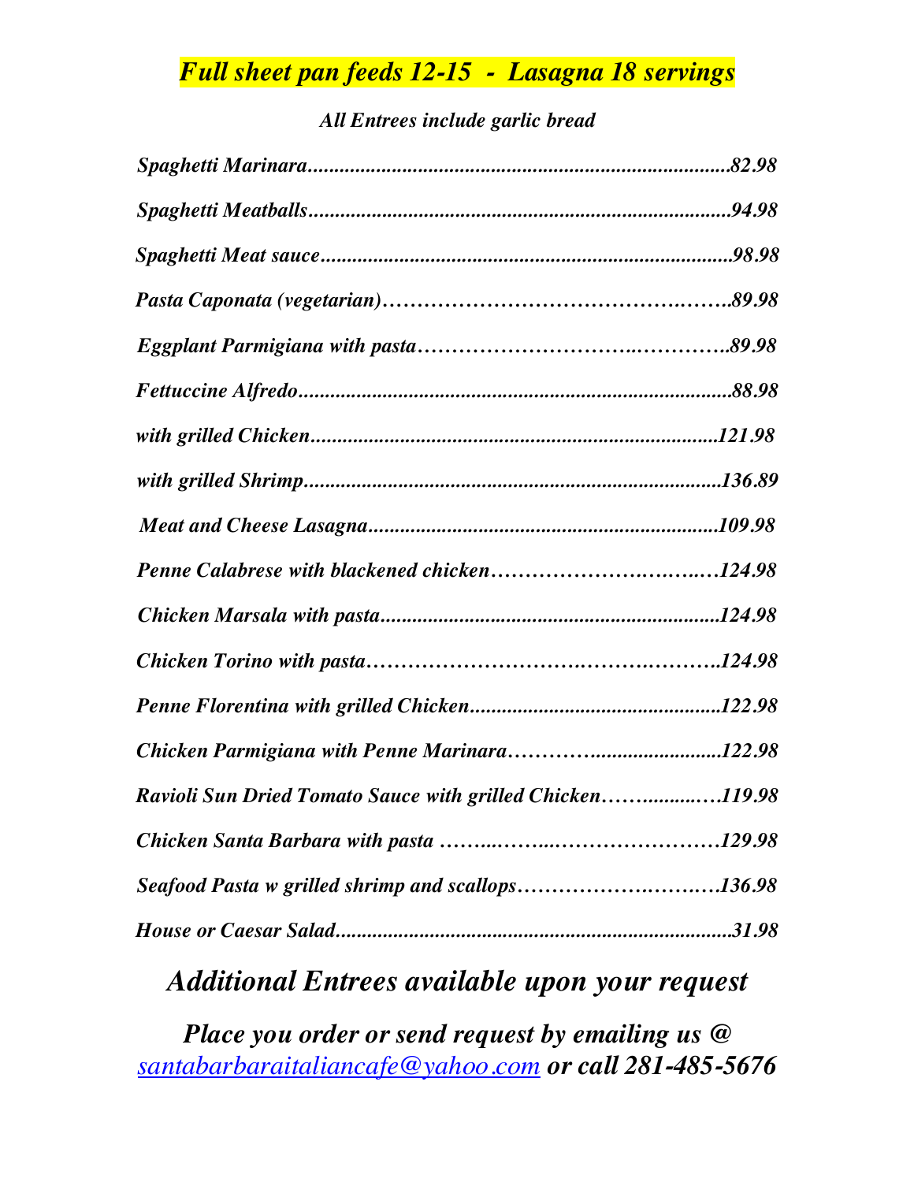# *Full sheet pan feeds 12-15 - Lasagna 18 servings*

***All Entrees include garlic bread***

| | |
|---|---|
| *Spaghetti Marinara* | *82.98* |
| *Spaghetti Meatballs* | *94.98* |
| *Spaghetti Meat sauce* | *98.98* |
| *Pasta Caponata (vegetarian)* | *89.98* |
| *Eggplant Parmigiana with pasta* | *89.98* |
| *Fettuccine Alfredo* | *88.98* |
| *with grilled Chicken* | *121.98* |
| *with grilled Shrimp* | *136.89* |
| *Meat and Cheese Lasagna* | *109.98* |
| *Penne Calabrese with blackened chicken* | *124.98* |
| *Chicken Marsala with pasta* | *124.98* |
| *Chicken Torino with pasta* | *124.98* |
| *Penne Florentina with grilled Chicken* | *122.98* |
| *Chicken Parmigiana with Penne Marinara* | *122.98* |
| *Ravioli Sun Dried Tomato Sauce with grilled Chicken* | *119.98* |
| *Chicken Santa Barbara with pasta* | *129.98* |
| *Seafood Pasta w grilled shrimp and scallops* | *136.98* |
| *House or Caesar Salad* | *31.98* |

## *Additional Entrees available upon your request*

***Place you order or send request by emailing us @ santabarbaraitaliancafe@yahoo.com or call 281-485-5676***